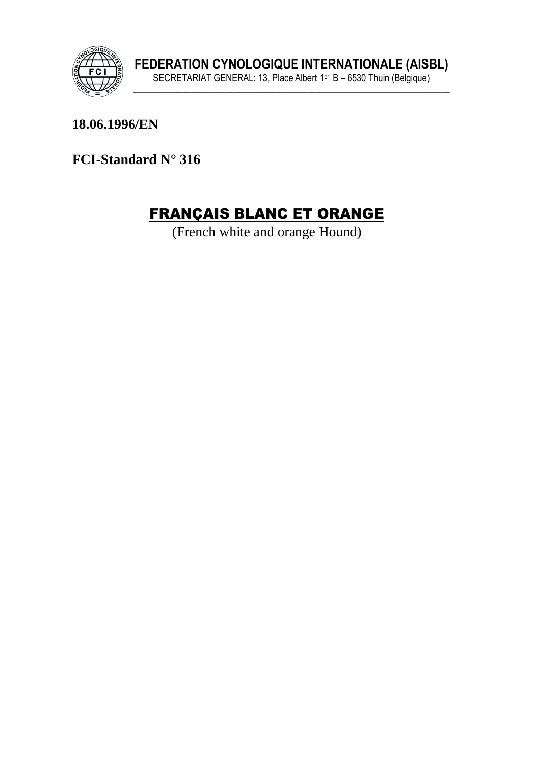**FEDERATION CYNOLOGIQUE INTERNATIONALE (AISBL)**
SECRETARIAT GENERAL: 13, Place Albert 1er B – 6530 Thuin (Belgique)

**18.06.1996/EN**

**FCI-Standard N° 316**

# FRANÇAIS BLANC ET ORANGE

(French white and orange Hound)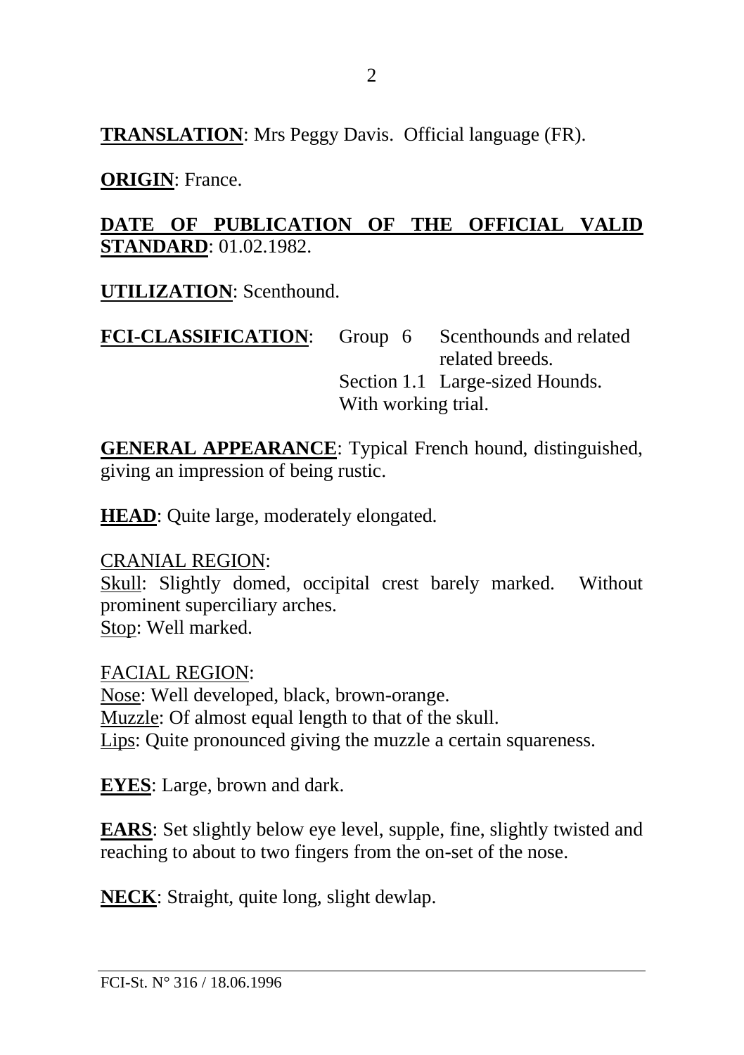**TRANSLATION**: Mrs Peggy Davis. Official language (FR).

**ORIGIN**: France.

**DATE OF PUBLICATION OF THE OFFICIAL VALID STANDARD**: 01.02.1982.

**UTILIZATION**: Scenthound.

**FCI-CLASSIFICATION**: Group 6 Scenthounds and related related breeds.
Section 1.1 Large-sized Hounds.
With working trial.

**GENERAL APPEARANCE**: Typical French hound, distinguished, giving an impression of being rustic.

**HEAD**: Quite large, moderately elongated.

CRANIAL REGION:
Skull: Slightly domed, occipital crest barely marked. Without prominent superciliary arches.
Stop: Well marked.

FACIAL REGION:
Nose: Well developed, black, brown-orange.
Muzzle: Of almost equal length to that of the skull.
Lips: Quite pronounced giving the muzzle a certain squareness.

**EYES**: Large, brown and dark.

**EARS**: Set slightly below eye level, supple, fine, slightly twisted and reaching to about to two fingers from the on-set of the nose.

**NECK**: Straight, quite long, slight dewlap.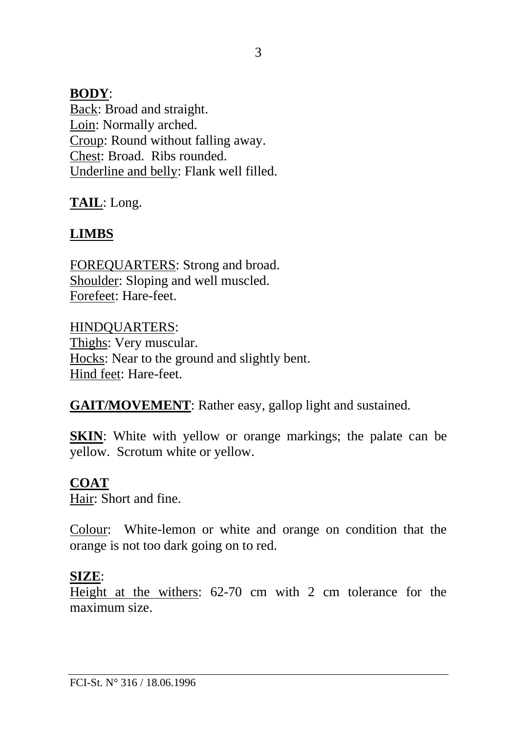**BODY**:
Back: Broad and straight.
Loin: Normally arched.
Croup: Round without falling away.
Chest: Broad. Ribs rounded.
Underline and belly: Flank well filled.

**TAIL**: Long.

**LIMBS**

FOREQUARTERS: Strong and broad.
Shoulder: Sloping and well muscled.
Forefeet: Hare-feet.

HINDQUARTERS:
Thighs: Very muscular.
Hocks: Near to the ground and slightly bent.
Hind feet: Hare-feet.

**GAIT/MOVEMENT**: Rather easy, gallop light and sustained.

**SKIN**: White with yellow or orange markings; the palate can be yellow. Scrotum white or yellow.

**COAT**
Hair: Short and fine.

Colour: White-lemon or white and orange on condition that the orange is not too dark going on to red.

**SIZE**:
Height at the withers: 62-70 cm with 2 cm tolerance for the maximum size.

FCI-St. N° 316 / 18.06.1996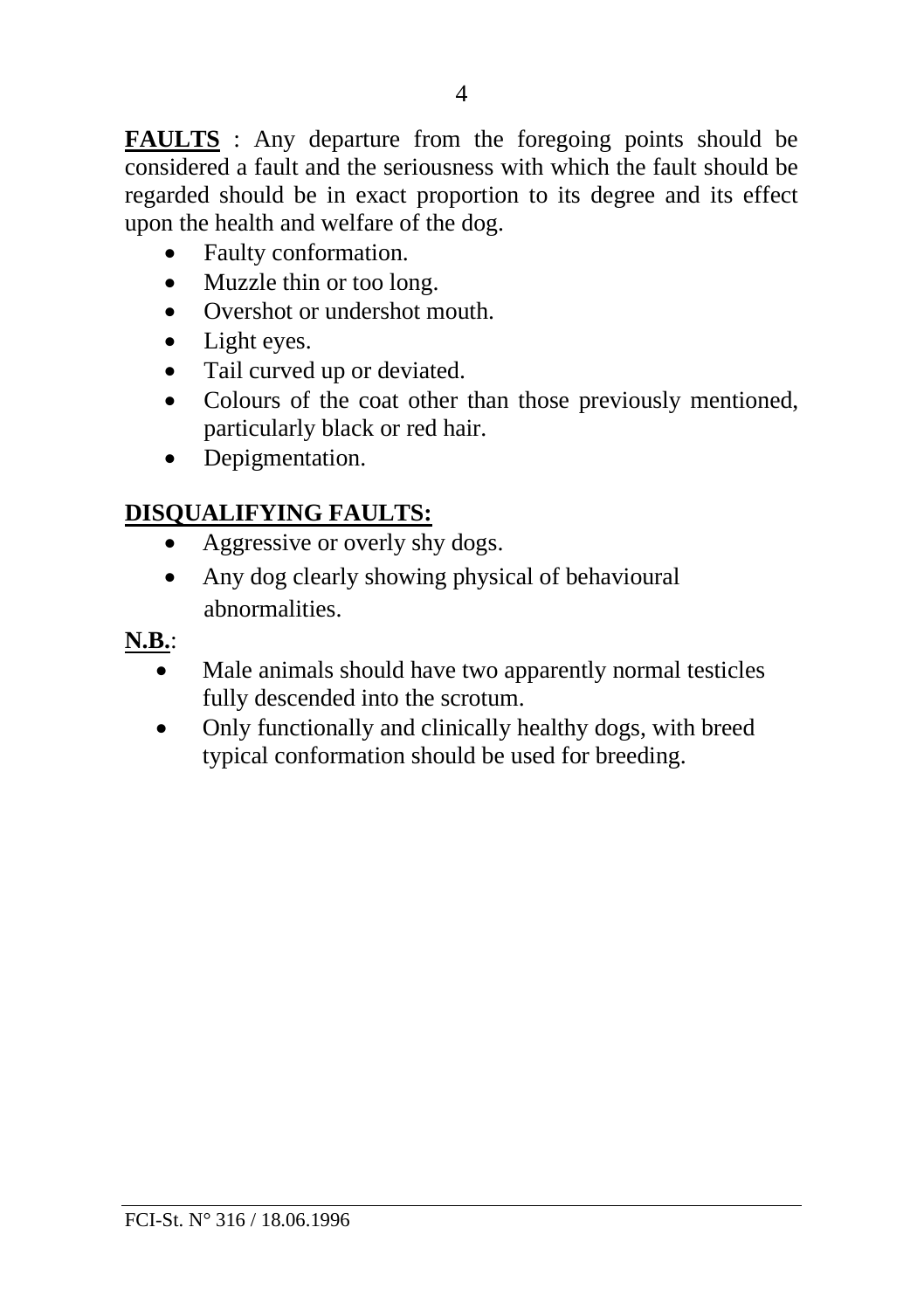**FAULTS** : Any departure from the foregoing points should be considered a fault and the seriousness with which the fault should be regarded should be in exact proportion to its degree and its effect upon the health and welfare of the dog.

- Faulty conformation.
- Muzzle thin or too long.
- Overshot or undershot mouth.
- Light eyes.
- Tail curved up or deviated.
- Colours of the coat other than those previously mentioned, particularly black or red hair.
- Depigmentation.

**DISQUALIFYING FAULTS:**

- Aggressive or overly shy dogs.
- Any dog clearly showing physical of behavioural abnormalities.

**N.B.**:

- Male animals should have two apparently normal testicles fully descended into the scrotum.
- Only functionally and clinically healthy dogs, with breed typical conformation should be used for breeding.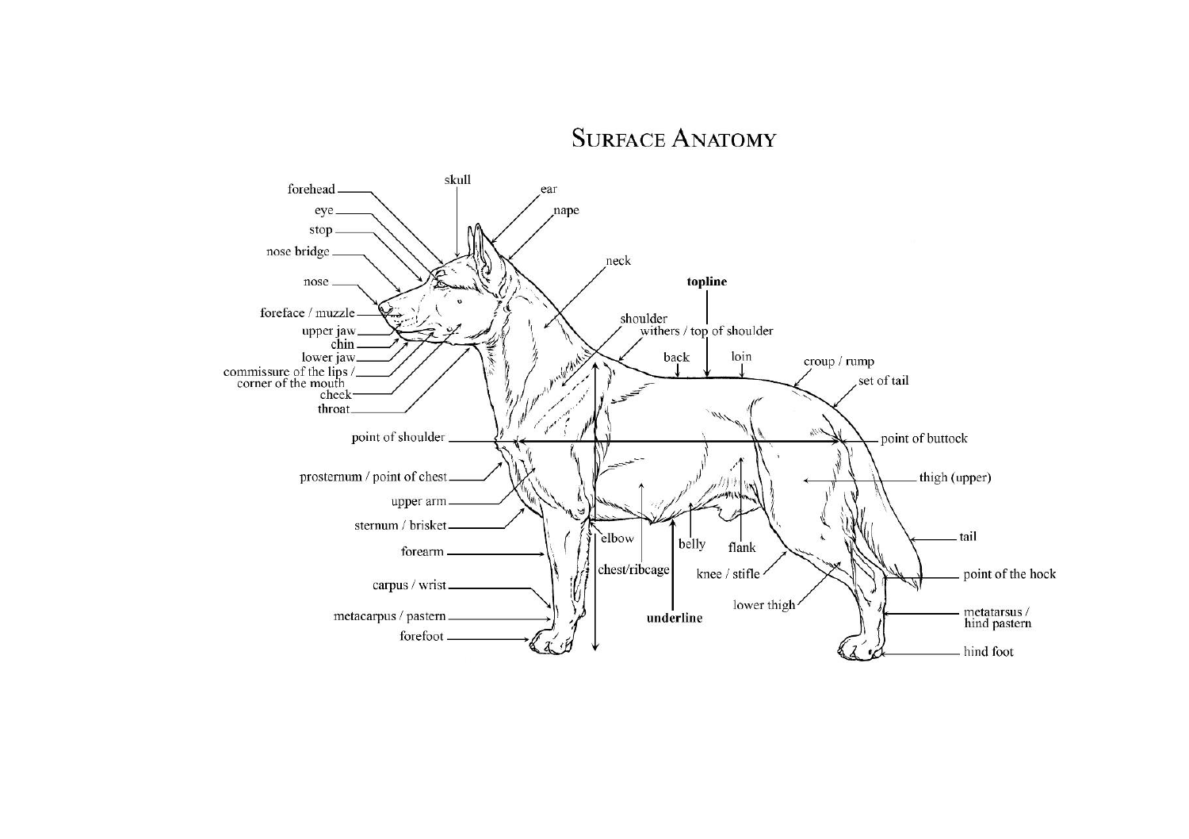# Surface Anatomy

forehead
eye
stop
nose bridge
nose
foreface / muzzle
upper jaw
chin
lower jaw
commissure of the lips / corner of the mouth
cheek
throat
skull
ear
nape
neck
topline
shoulder
withers / top of shoulder
back
loin
croup / rump
set of tail
point of shoulder
point of buttock
prosternum / point of chest
thigh (upper)
upper arm
sternum / brisket
elbow
belly
flank
tail
forearm
chest/ribcage
knee / stifle
point of the hock
carpus / wrist
lower thigh
metacarpus / pastern
underline
metatarsus / hind pastern
forefoot
hind foot